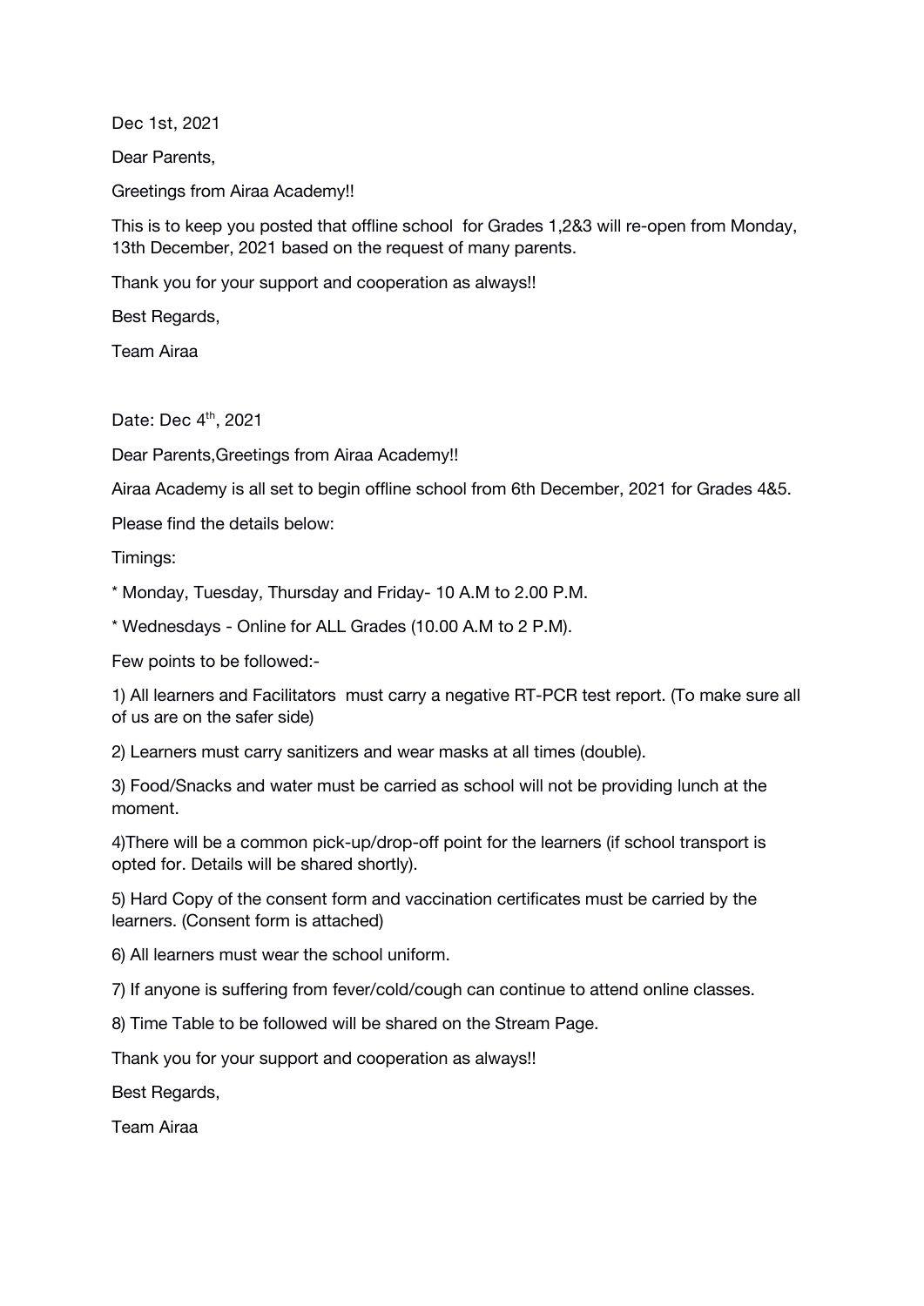Dec 1st, 2021

Dear Parents,

Greetings from Airaa Academy!!

This is to keep you posted that offline school for Grades 1,2&3 will re-open from Monday, 13th December, 2021 based on the request of many parents.

Thank you for your support and cooperation as always!!

Best Regards,

Team Airaa

Date: Dec 4th, 2021

Dear Parents,Greetings from Airaa Academy!!

Airaa Academy is all set to begin offline school from 6th December, 2021 for Grades 4&5.

Please find the details below:

Timings:

* Monday, Tuesday, Thursday and Friday- 10 A.M to 2.00 P.M.

* Wednesdays - Online for ALL Grades (10.00 A.M to 2 P.M).

Few points to be followed:-

1) All learners and Facilitators must carry a negative RT-PCR test report. (To make sure all of us are on the safer side)

2) Learners must carry sanitizers and wear masks at all times (double).

3) Food/Snacks and water must be carried as school will not be providing lunch at the moment.

4)There will be a common pick-up/drop-off point for the learners (if school transport is opted for. Details will be shared shortly).

5) Hard Copy of the consent form and vaccination certificates must be carried by the learners. (Consent form is attached)

6) All learners must wear the school uniform.

7) If anyone is suffering from fever/cold/cough can continue to attend online classes.

8) Time Table to be followed will be shared on the Stream Page.

Thank you for your support and cooperation as always!!

Best Regards,

Team Airaa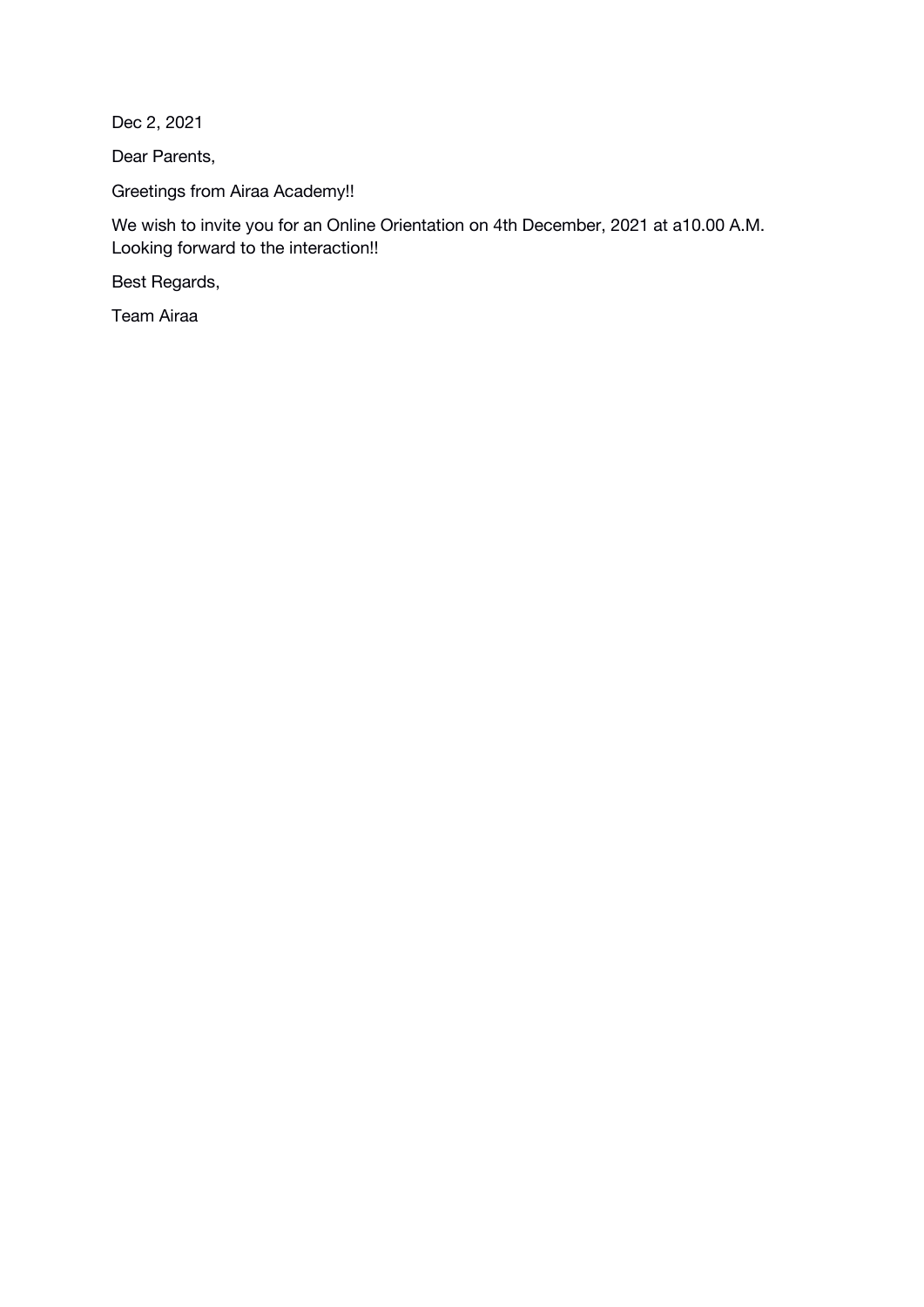Dec 2, 2021

Dear Parents,

Greetings from Airaa Academy!!

We wish to invite you for an Online Orientation on 4th December, 2021 at a10.00 A.M. Looking forward to the interaction!!

Best Regards,

Team Airaa